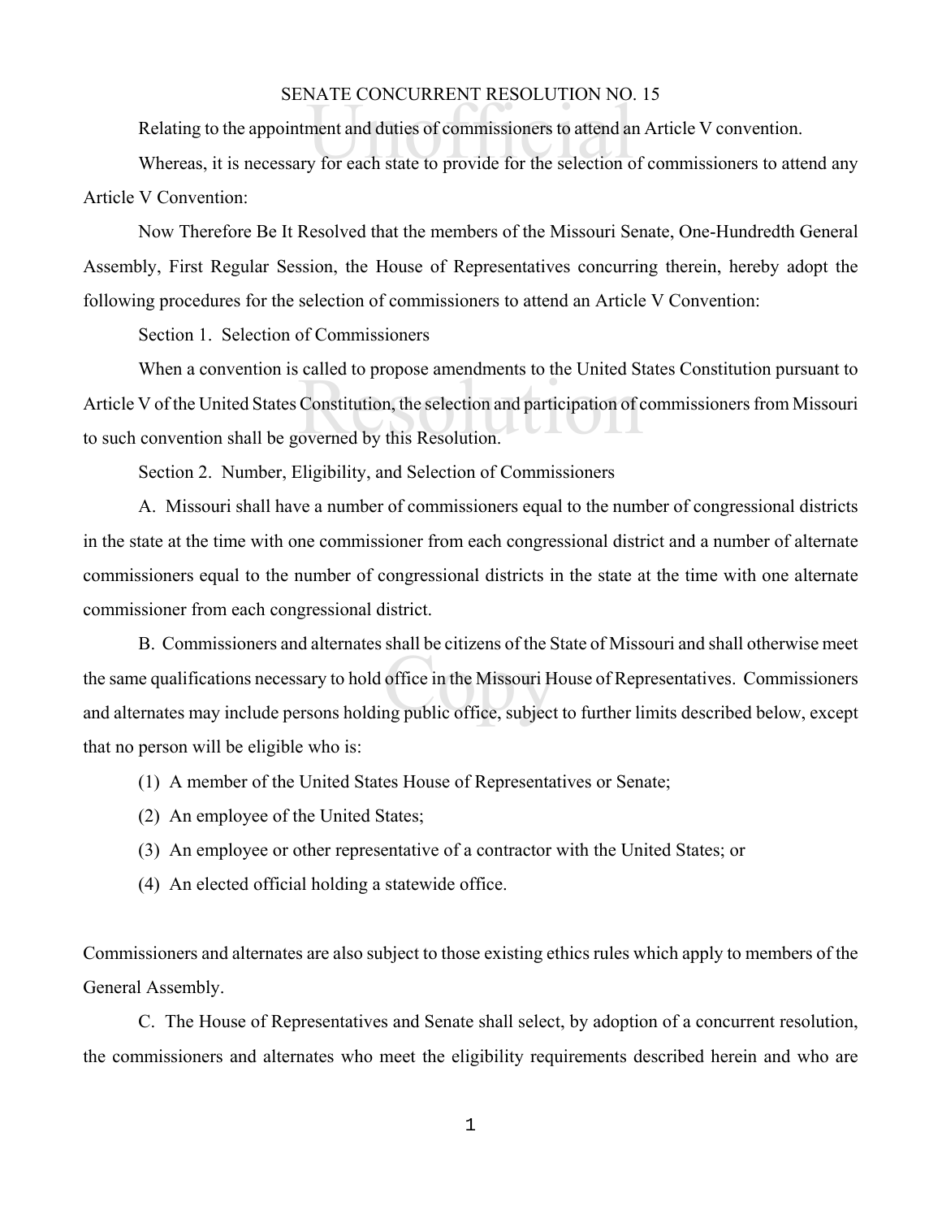# SENATE CONCURRENT RESOLUTION NO. 15

Relating to the appointment and duties of commissioners to attend an Article V convention.

Whereas, it is necessary for each state to provide for the selection of commissioners to attend any Article V Convention:

Now Therefore Be It Resolved that the members of the Missouri Senate, One-Hundredth General Assembly, First Regular Session, the House of Representatives concurring therein, hereby adopt the following procedures for the selection of commissioners to attend an Article V Convention:

Section 1. Selection of Commissioners

When a convention is called to propose amendments to the United States Constitution pursuant to Article V of the United States Constitution, the selection and participation of commissioners from Missouri to such convention shall be governed by this Resolution.

Section 2. Number, Eligibility, and Selection of Commissioners

A. Missouri shall have a number of commissioners equal to the number of congressional districts in the state at the time with one commissioner from each congressional district and a number of alternate commissioners equal to the number of congressional districts in the state at the time with one alternate commissioner from each congressional district.

B. Commissioners and alternates shall be citizens of the State of Missouri and shall otherwise meet the same qualifications necessary to hold office in the Missouri House of Representatives. Commissioners and alternates may include persons holding public office, subject to further limits described below, except that no person will be eligible who is:

(1) A member of the United States House of Representatives or Senate;

(2) An employee of the United States;

(3) An employee or other representative of a contractor with the United States; or

(4) An elected official holding a statewide office.

Commissioners and alternates are also subject to those existing ethics rules which apply to members of the General Assembly.

C. The House of Representatives and Senate shall select, by adoption of a concurrent resolution, the commissioners and alternates who meet the eligibility requirements described herein and who are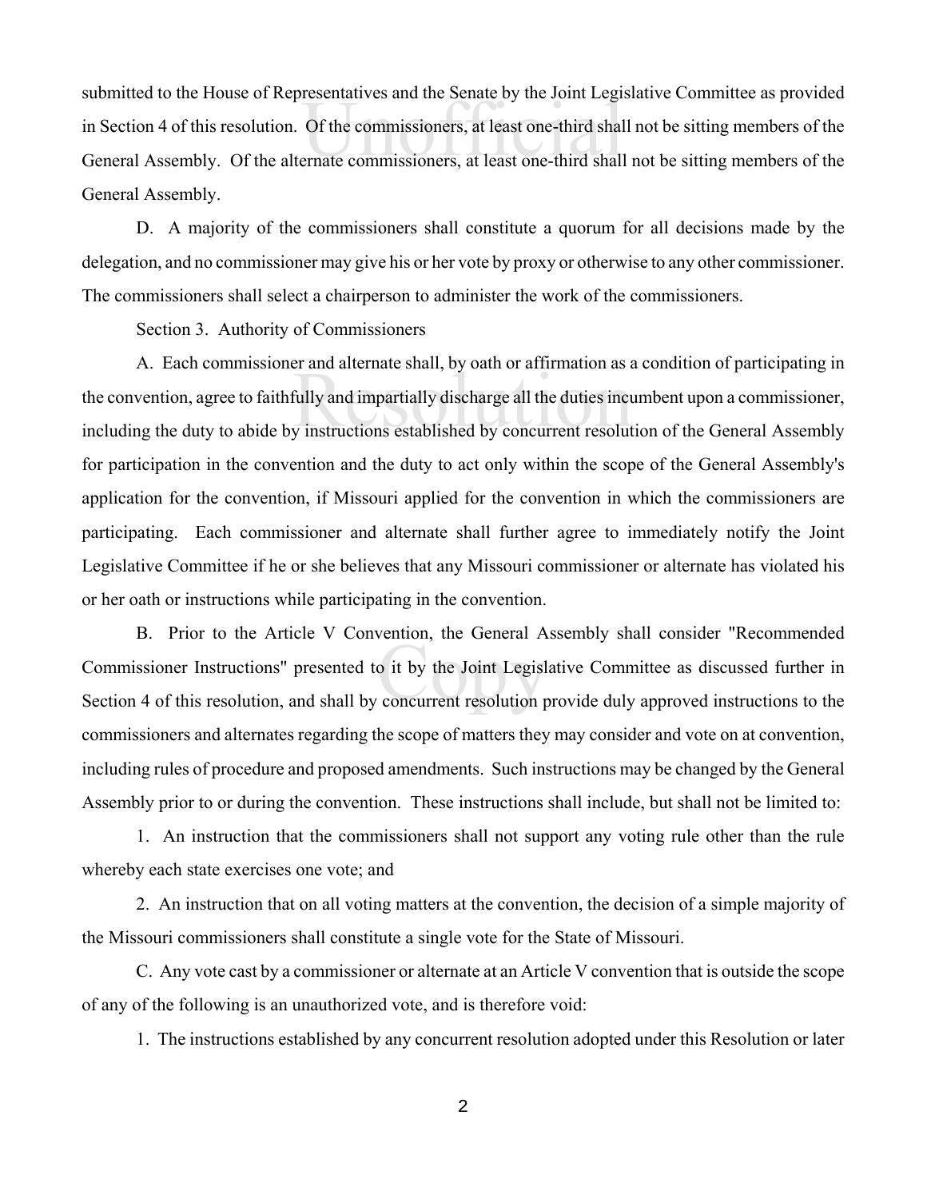submitted to the House of Representatives and the Senate by the Joint Legislative Committee as provided in Section 4 of this resolution. Of the commissioners, at least one-third shall not be sitting members of the General Assembly. Of the alternate commissioners, at least one-third shall not be sitting members of the General Assembly.

D. A majority of the commissioners shall constitute a quorum for all decisions made by the delegation, and no commissioner may give his or her vote by proxy or otherwise to any other commissioner. The commissioners shall select a chairperson to administer the work of the commissioners.

Section 3. Authority of Commissioners

A. Each commissioner and alternate shall, by oath or affirmation as a condition of participating in the convention, agree to faithfully and impartially discharge all the duties incumbent upon a commissioner, including the duty to abide by instructions established by concurrent resolution of the General Assembly for participation in the convention and the duty to act only within the scope of the General Assembly's application for the convention, if Missouri applied for the convention in which the commissioners are participating. Each commissioner and alternate shall further agree to immediately notify the Joint Legislative Committee if he or she believes that any Missouri commissioner or alternate has violated his or her oath or instructions while participating in the convention.

B. Prior to the Article V Convention, the General Assembly shall consider "Recommended Commissioner Instructions" presented to it by the Joint Legislative Committee as discussed further in Section 4 of this resolution, and shall by concurrent resolution provide duly approved instructions to the commissioners and alternates regarding the scope of matters they may consider and vote on at convention, including rules of procedure and proposed amendments. Such instructions may be changed by the General Assembly prior to or during the convention. These instructions shall include, but shall not be limited to:

1. An instruction that the commissioners shall not support any voting rule other than the rule whereby each state exercises one vote; and

2. An instruction that on all voting matters at the convention, the decision of a simple majority of the Missouri commissioners shall constitute a single vote for the State of Missouri.

C. Any vote cast by a commissioner or alternate at an Article V convention that is outside the scope of any of the following is an unauthorized vote, and is therefore void:

1. The instructions established by any concurrent resolution adopted under this Resolution or later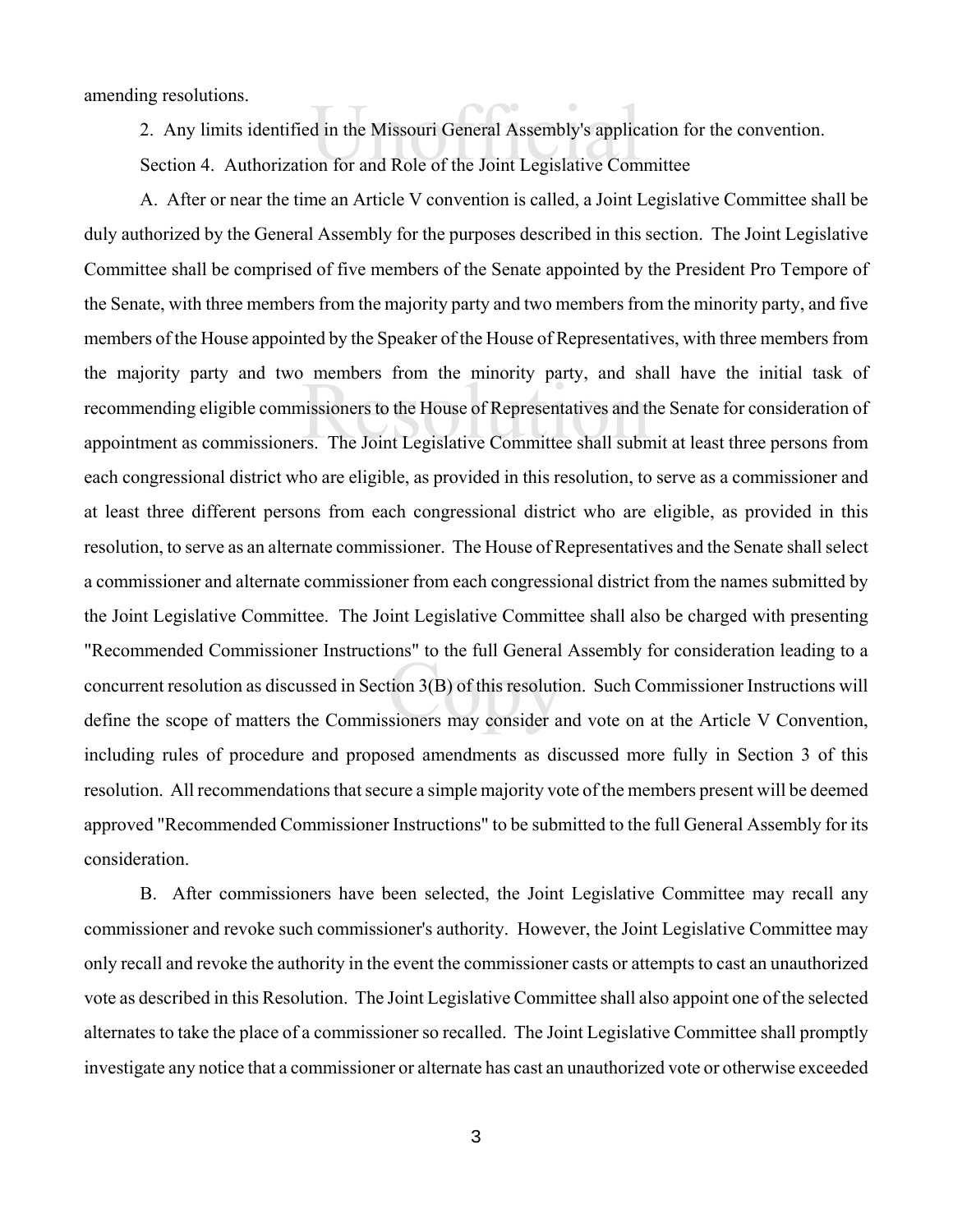amending resolutions.

2. Any limits identified in the Missouri General Assembly's application for the convention.

Section 4. Authorization for and Role of the Joint Legislative Committee

A. After or near the time an Article V convention is called, a Joint Legislative Committee shall be duly authorized by the General Assembly for the purposes described in this section. The Joint Legislative Committee shall be comprised of five members of the Senate appointed by the President Pro Tempore of the Senate, with three members from the majority party and two members from the minority party, and five members of the House appointed by the Speaker of the House of Representatives, with three members from the majority party and two members from the minority party, and shall have the initial task of recommending eligible commissioners to the House of Representatives and the Senate for consideration of appointment as commissioners. The Joint Legislative Committee shall submit at least three persons from each congressional district who are eligible, as provided in this resolution, to serve as a commissioner and at least three different persons from each congressional district who are eligible, as provided in this resolution, to serve as an alternate commissioner. The House of Representatives and the Senate shall select a commissioner and alternate commissioner from each congressional district from the names submitted by the Joint Legislative Committee. The Joint Legislative Committee shall also be charged with presenting "Recommended Commissioner Instructions" to the full General Assembly for consideration leading to a concurrent resolution as discussed in Section 3(B) of this resolution. Such Commissioner Instructions will define the scope of matters the Commissioners may consider and vote on at the Article V Convention, including rules of procedure and proposed amendments as discussed more fully in Section 3 of this resolution. All recommendations that secure a simple majority vote of the members present will be deemed approved "Recommended Commissioner Instructions" to be submitted to the full General Assembly for its consideration.

B. After commissioners have been selected, the Joint Legislative Committee may recall any commissioner and revoke such commissioner's authority. However, the Joint Legislative Committee may only recall and revoke the authority in the event the commissioner casts or attempts to cast an unauthorized vote as described in this Resolution. The Joint Legislative Committee shall also appoint one of the selected alternates to take the place of a commissioner so recalled. The Joint Legislative Committee shall promptly investigate any notice that a commissioner or alternate has cast an unauthorized vote or otherwise exceeded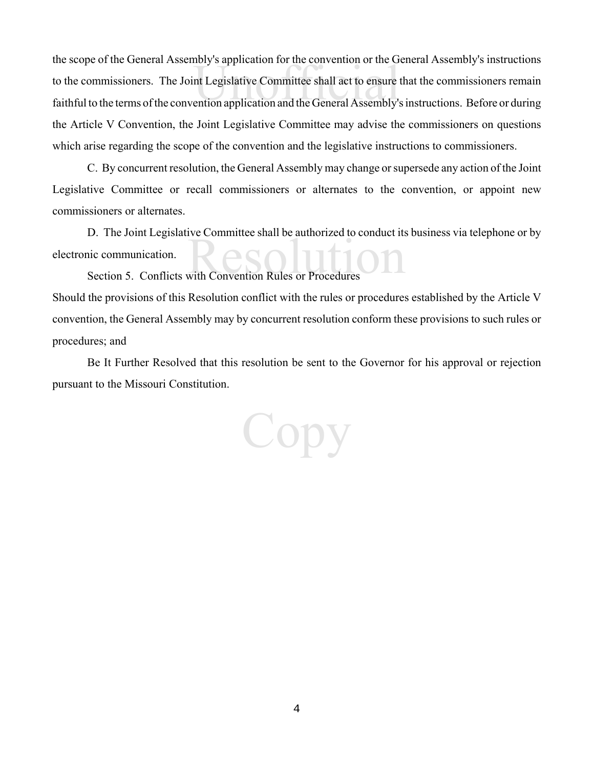the scope of the General Assembly's application for the convention or the General Assembly's instructions to the commissioners. The Joint Legislative Committee shall act to ensure that the commissioners remain faithful to the terms of the convention application and the General Assembly's instructions. Before or during the Article V Convention, the Joint Legislative Committee may advise the commissioners on questions which arise regarding the scope of the convention and the legislative instructions to commissioners.

C. By concurrent resolution, the General Assembly may change or supersede any action of the Joint Legislative Committee or recall commissioners or alternates to the convention, or appoint new commissioners or alternates.

D. The Joint Legislative Committee shall be authorized to conduct its business via telephone or by electronic communication.

Section 5. Conflicts with Convention Rules or Procedures

Should the provisions of this Resolution conflict with the rules or procedures established by the Article V convention, the General Assembly may by concurrent resolution conform these provisions to such rules or procedures; and

Be It Further Resolved that this resolution be sent to the Governor for his approval or rejection pursuant to the Missouri Constitution.